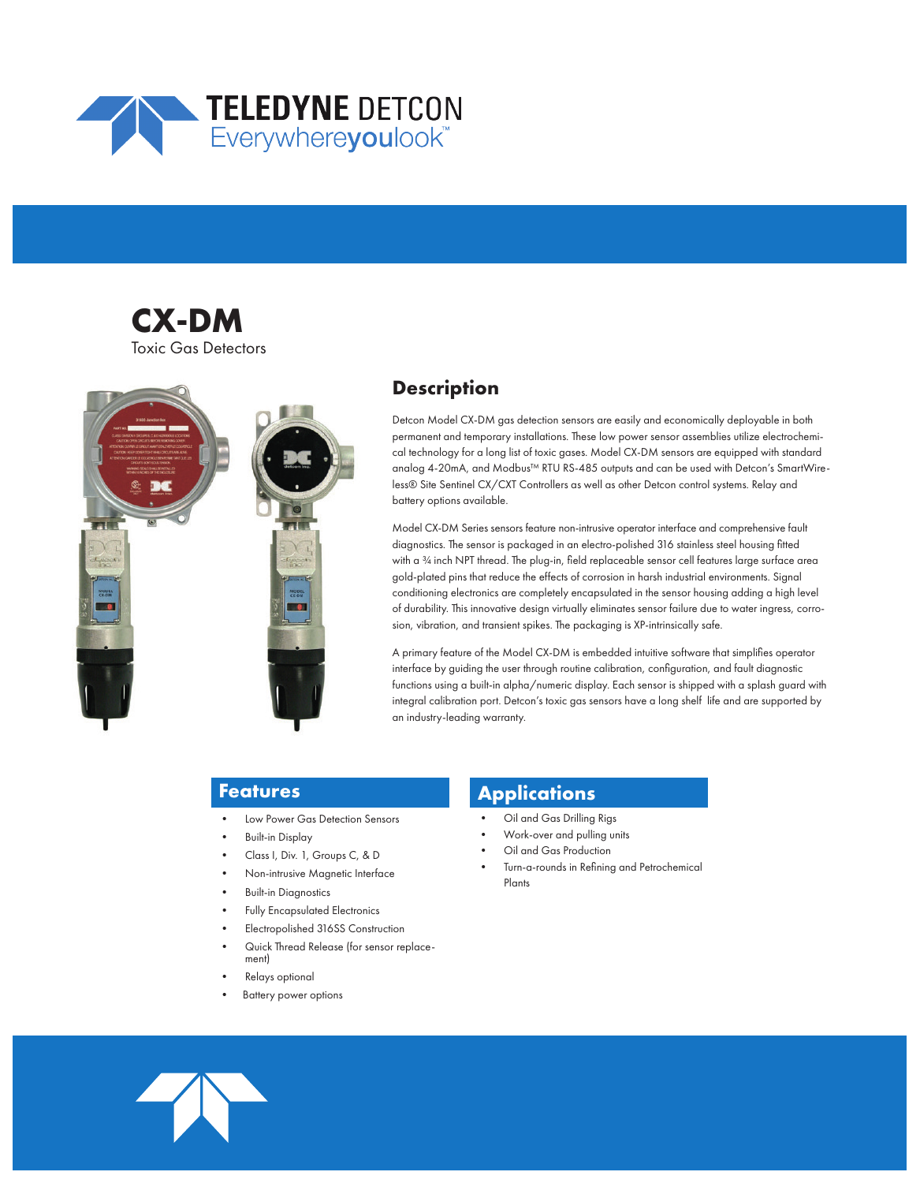TELEDYNE DETCON
Everywhereyoulook™

# CX-DM

Toxic Gas Detectors

## Description

Detcon Model CX-DM gas detection sensors are easily and economically deployable in both permanent and temporary installations. These low power sensor assemblies utilize electrochemical technology for a long list of toxic gases. Model CX-DM sensors are equipped with standard analog 4-20mA, and Modbus™ RTU RS-485 outputs and can be used with Detcon's SmartWireless® Site Sentinel CX/CXT Controllers as well as other Detcon control systems. Relay and battery options available.

Model CX-DM Series sensors feature non-intrusive operator interface and comprehensive fault diagnostics. The sensor is packaged in an electro-polished 316 stainless steel housing fitted with a ¾ inch NPT thread. The plug-in, field replaceable sensor cell features large surface area gold-plated pins that reduce the effects of corrosion in harsh industrial environments. Signal conditioning electronics are completely encapsulated in the sensor housing adding a high level of durability. This innovative design virtually eliminates sensor failure due to water ingress, corrosion, vibration, and transient spikes. The packaging is XP-intrinsically safe.

A primary feature of the Model CX-DM is embedded intuitive software that simplifies operator interface by guiding the user through routine calibration, configuration, and fault diagnostic functions using a built-in alpha/numeric display. Each sensor is shipped with a splash guard with integral calibration port. Detcon's toxic gas sensors have a long shelf life and are supported by an industry-leading warranty.

## Features

- Low Power Gas Detection Sensors
- Built-in Display
- Class I, Div. 1, Groups C, & D
- Non-intrusive Magnetic Interface
- Built-in Diagnostics
- Fully Encapsulated Electronics
- Electropolished 316SS Construction
- Quick Thread Release (for sensor replacement)
- Relays optional
- Battery power options

## Applications

- Oil and Gas Drilling Rigs
- Work-over and pulling units
- Oil and Gas Production
- Turn-a-rounds in Refining and Petrochemical Plants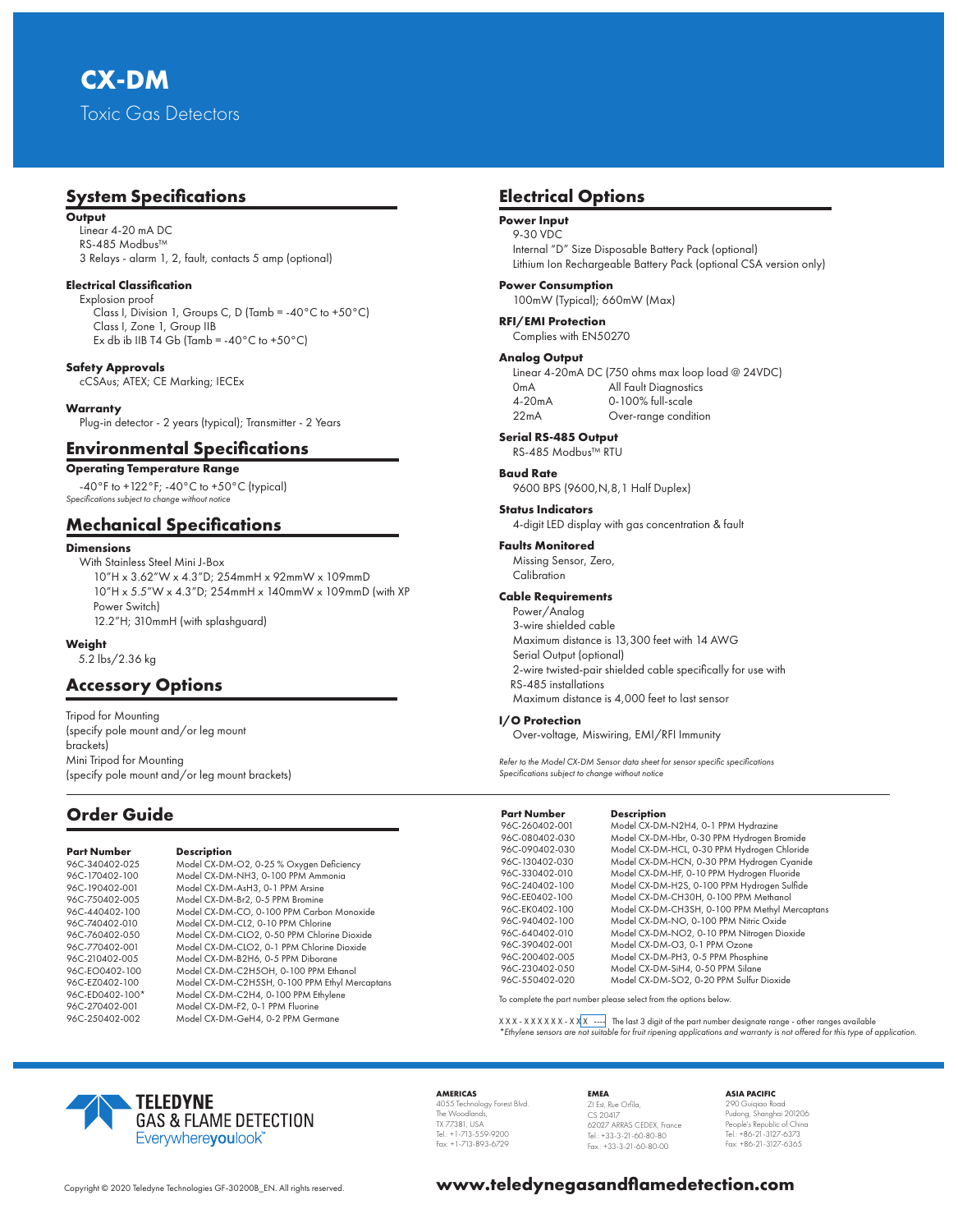# CX-DM

Toxic Gas Detectors

## System Specifications

**Output**

Linear 4-20 mA DC
RS-485 Modbus™
3 Relays - alarm 1, 2, fault, contacts 5 amp (optional)

**Electrical Classification**

Explosion proof
Class I, Division 1, Groups C, D (Tamb = -40°C to +50°C)
Class I, Zone 1, Group IIB
Ex db ib IIB T4 Gb (Tamb = -40°C to +50°C)

**Safety Approvals**

cCSAus; ATEX; CE Marking; IECEx

**Warranty**

Plug-in detector - 2 years (typical); Transmitter - 2 Years

## Environmental Specifications

**Operating Temperature Range**

-40°F to +122°F; -40°C to +50°C (typical)

*Specifications subject to change without notice*

## Mechanical Specifications

**Dimensions**

With Stainless Steel Mini J-Box
10"H x 3.62"W x 4.3"D; 254mmH x 92mmW x 109mmD
10"H x 5.5"W x 4.3"D; 254mmH x 140mmW x 109mmD (with XP Power Switch)
12.2"H; 310mmH (with splashguard)

**Weight**

5.2 lbs/2.36 kg

## Accessory Options

Tripod for Mounting
(specify pole mount and/or leg mount brackets)
Mini Tripod for Mounting
(specify pole mount and/or leg mount brackets)

## Electrical Options

**Power Input**

9-30 VDC
Internal "D" Size Disposable Battery Pack (optional)
Lithium Ion Rechargeable Battery Pack (optional CSA version only)

**Power Consumption**

100mW (Typical); 660mW (Max)

**RFI/EMI Protection**

Complies with EN50270

**Analog Output**

Linear 4-20mA DC (750 ohms max loop load @ 24VDC)

| | |
|---|---|
| 0mA | All Fault Diagnostics |
| 4-20mA | 0-100% full-scale |
| 22mA | Over-range condition |

**Serial RS-485 Output**

RS-485 Modbus™ RTU

**Baud Rate**

9600 BPS (9600,N,8,1 Half Duplex)

**Status Indicators**

4-digit LED display with gas concentration & fault

**Faults Monitored**

Missing Sensor, Zero,
Calibration

**Cable Requirements**

Power/Analog
3-wire shielded cable
Maximum distance is 13,300 feet with 14 AWG
Serial Output (optional)
2-wire twisted-pair shielded cable specifically for use with RS-485 installations
Maximum distance is 4,000 feet to last sensor

**I/O Protection**

Over-voltage, Miswiring, EMI/RFI Immunity

*Refer to the Model CX-DM Sensor data sheet for sensor specific specifications*
*Specifications subject to change without notice*

## Order Guide

| Part Number | Description |
|---|---|
| 96C-340402-025 | Model CX-DM-O2, 0-25 % Oxygen Deficiency |
| 96C-170402-100 | Model CX-DM-NH3, 0-100 PPM Ammonia |
| 96C-190402-001 | Model CX-DM-AsH3, 0-1 PPM Arsine |
| 96C-750402-005 | Model CX-DM-Br2, 0-5 PPM Bromine |
| 96C-440402-100 | Model CX-DM-CO, 0-100 PPM Carbon Monoxide |
| 96C-740402-010 | Model CX-DM-CL2, 0-10 PPM Chlorine |
| 96C-760402-050 | Model CX-DM-CLO2, 0-50 PPM Chlorine Dioxide |
| 96C-770402-001 | Model CX-DM-CLO2, 0-1 PPM Chlorine Dioxide |
| 96C-210402-005 | Model CX-DM-B2H6, 0-5 PPM Diborane |
| 96C-EO0402-100 | Model CX-DM-C2H5OH, 0-100 PPM Ethanol |
| 96C-EZ0402-100 | Model CX-DM-C2H5SH, 0-100 PPM Ethyl Mercaptans |
| 96C-ED0402-100* | Model CX-DM-C2H4, 0-100 PPM Ethylene |
| 96C-270402-001 | Model CX-DM-F2, 0-1 PPM Fluorine |
| 96C-250402-002 | Model CX-DM-GeH4, 0-2 PPM Germane |
| 96C-260402-001 | Model CX-DM-N2H4, 0-1 PPM Hydrazine |
| 96C-080402-030 | Model CX-DM-Hbr, 0-30 PPM Hydrogen Bromide |
| 96C-090402-030 | Model CX-DM-HCL, 0-30 PPM Hydrogen Chloride |
| 96C-130402-030 | Model CX-DM-HCN, 0-30 PPM Hydrogen Cyanide |
| 96C-330402-010 | Model CX-DM-HF, 0-10 PPM Hydrogen Fluoride |
| 96C-240402-100 | Model CX-DM-H2S, 0-100 PPM Hydrogen Sulfide |
| 96C-EE0402-100 | Model CX-DM-CH30H, 0-100 PPM Methanol |
| 96C-EK0402-100 | Model CX-DM-CH3SH, 0-100 PPM Methyl Mercaptans |
| 96C-940402-100 | Model CX-DM-NO, 0-100 PPM Nitric Oxide |
| 96C-640402-010 | Model CX-DM-NO2, 0-10 PPM Nitrogen Dioxide |
| 96C-390402-001 | Model CX-DM-O3, 0-1 PPM Ozone |
| 96C-200402-005 | Model CX-DM-PH3, 0-5 PPM Phosphine |
| 96C-230402-050 | Model CX-DM-SiH4, 0-50 PPM Silane |
| 96C-550402-020 | Model CX-DM-SO2, 0-20 PPM Sulfur Dioxide |

To complete the part number please select from the options below.

XXX-XXXXXX-XXX --- The last 3 digit of the part number designate range - other ranges available

*\*Ethylene sensors are not suitable for fruit ripening applications and warranty is not offered for this type of application.*

TELEDYNE GAS & FLAME DETECTION
Everywhereyoulook™

**AMERICAS**
4055 Technology Forest Blvd.
The Woodlands,
TX 77381, USA
Tel.: +1-713-559-9200
Fax: +1-713-893-6729

**EMEA**
ZI Est, Rue Orfila,
CS 20417
62027 ARRAS CEDEX, France
Tel.: +33-3-21-60-80-80
Fax.: +33-3-21-60-80-00

**ASIA PACIFIC**
290 Guiqiao Road
Pudong, Shanghai 201206
People's Republic of China
Tel.: +86-21-3127-6373
Fax: +86-21-3127-6365

Copyright © 2020 Teledyne Technologies GF-30200B_EN. All rights reserved.

**www.teledynegasandflamedetection.com**